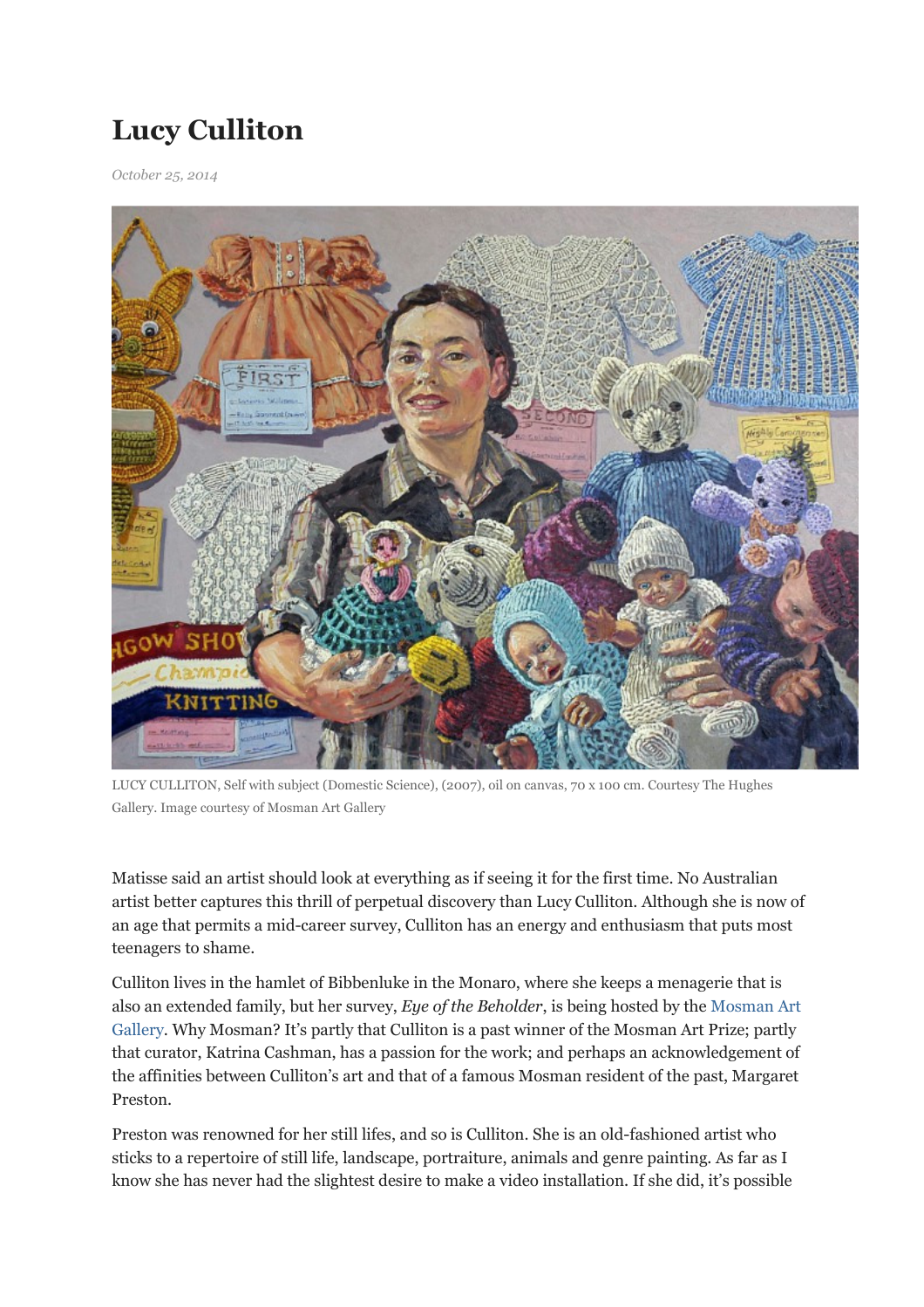# Lucy Culliton

*October 25, 2014*

LUCY CULLITON, Self with subject (Domestic Science), (2007), oil on canvas, 70 x 100 cm. Courtesy The Hughes Gallery. Image courtesy of Mosman Art Gallery

Matisse said an artist should look at everything as if seeing it for the first time. No Australian artist better captures this thrill of perpetual discovery than Lucy Culliton. Although she is now of an age that permits a mid-career survey, Culliton has an energy and enthusiasm that puts most teenagers to shame.

Culliton lives in the hamlet of Bibbenluke in the Monaro, where she keeps a menagerie that is also an extended family, but her survey, *Eye of the Beholder*, is being hosted by the Mosman Art Gallery. Why Mosman? It's partly that Culliton is a past winner of the Mosman Art Prize; partly that curator, Katrina Cashman, has a passion for the work; and perhaps an acknowledgement of the affinities between Culliton's art and that of a famous Mosman resident of the past, Margaret Preston.

Preston was renowned for her still lifes, and so is Culliton. She is an old-fashioned artist who sticks to a repertoire of still life, landscape, portraiture, animals and genre painting. As far as I know she has never had the slightest desire to make a video installation. If she did, it's possible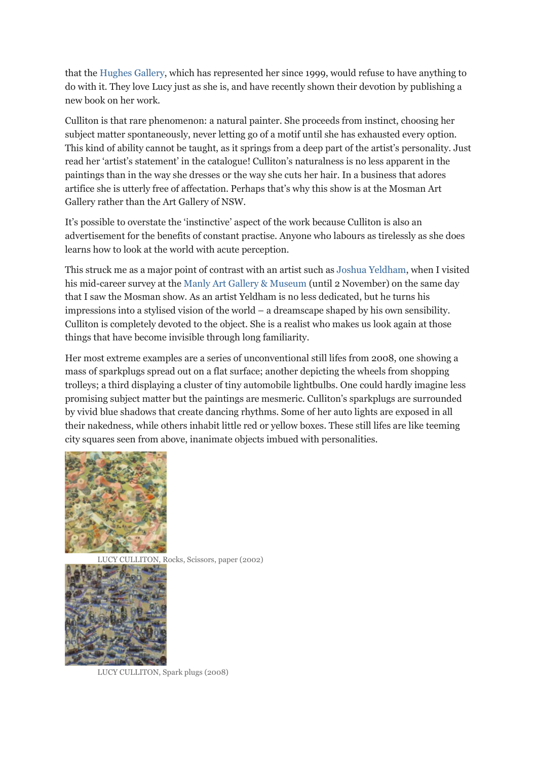that the Hughes Gallery, which has represented her since 1999, would refuse to have anything to do with it. They love Lucy just as she is, and have recently shown their devotion by publishing a new book on her work.

Culliton is that rare phenomenon: a natural painter. She proceeds from instinct, choosing her subject matter spontaneously, never letting go of a motif until she has exhausted every option. This kind of ability cannot be taught, as it springs from a deep part of the artist's personality. Just read her 'artist's statement' in the catalogue! Culliton's naturalness is no less apparent in the paintings than in the way she dresses or the way she cuts her hair. In a business that adores artifice she is utterly free of affectation. Perhaps that's why this show is at the Mosman Art Gallery rather than the Art Gallery of NSW.

It's possible to overstate the 'instinctive' aspect of the work because Culliton is also an advertisement for the benefits of constant practise. Anyone who labours as tirelessly as she does learns how to look at the world with acute perception.

This struck me as a major point of contrast with an artist such as Joshua Yeldham, when I visited his mid-career survey at the Manly Art Gallery & Museum (until 2 November) on the same day that I saw the Mosman show. As an artist Yeldham is no less dedicated, but he turns his impressions into a stylised vision of the world – a dreamscape shaped by his own sensibility. Culliton is completely devoted to the object. She is a realist who makes us look again at those things that have become invisible through long familiarity.

Her most extreme examples are a series of unconventional still lifes from 2008, one showing a mass of sparkplugs spread out on a flat surface; another depicting the wheels from shopping trolleys; a third displaying a cluster of tiny automobile lightbulbs. One could hardly imagine less promising subject matter but the paintings are mesmeric. Culliton's sparkplugs are surrounded by vivid blue shadows that create dancing rhythms. Some of her auto lights are exposed in all their nakedness, while others inhabit little red or yellow boxes. These still lifes are like teeming city squares seen from above, inanimate objects imbued with personalities.

LUCY CULLITON, Rocks, Scissors, paper (2002)

LUCY CULLITON, Spark plugs (2008)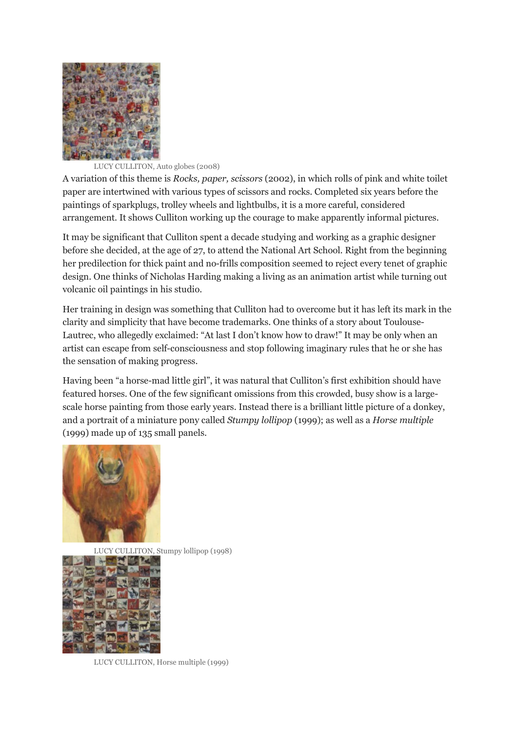LUCY CULLITON, Auto globes (2008)

A variation of this theme is *Rocks, paper, scissors* (2002), in which rolls of pink and white toilet paper are intertwined with various types of scissors and rocks. Completed six years before the paintings of sparkplugs, trolley wheels and lightbulbs, it is a more careful, considered arrangement. It shows Culliton working up the courage to make apparently informal pictures.

It may be significant that Culliton spent a decade studying and working as a graphic designer before she decided, at the age of 27, to attend the National Art School. Right from the beginning her predilection for thick paint and no-frills composition seemed to reject every tenet of graphic design. One thinks of Nicholas Harding making a living as an animation artist while turning out volcanic oil paintings in his studio.

Her training in design was something that Culliton had to overcome but it has left its mark in the clarity and simplicity that have become trademarks. One thinks of a story about Toulouse-Lautrec, who allegedly exclaimed: "At last I don't know how to draw!" It may be only when an artist can escape from self-consciousness and stop following imaginary rules that he or she has the sensation of making progress.

Having been "a horse-mad little girl", it was natural that Culliton's first exhibition should have featured horses. One of the few significant omissions from this crowded, busy show is a large-scale horse painting from those early years. Instead there is a brilliant little picture of a donkey, and a portrait of a miniature pony called *Stumpy lollipop* (1999); as well as a *Horse multiple* (1999) made up of 135 small panels.

LUCY CULLITON, Stumpy lollipop (1998)

LUCY CULLITON, Horse multiple (1999)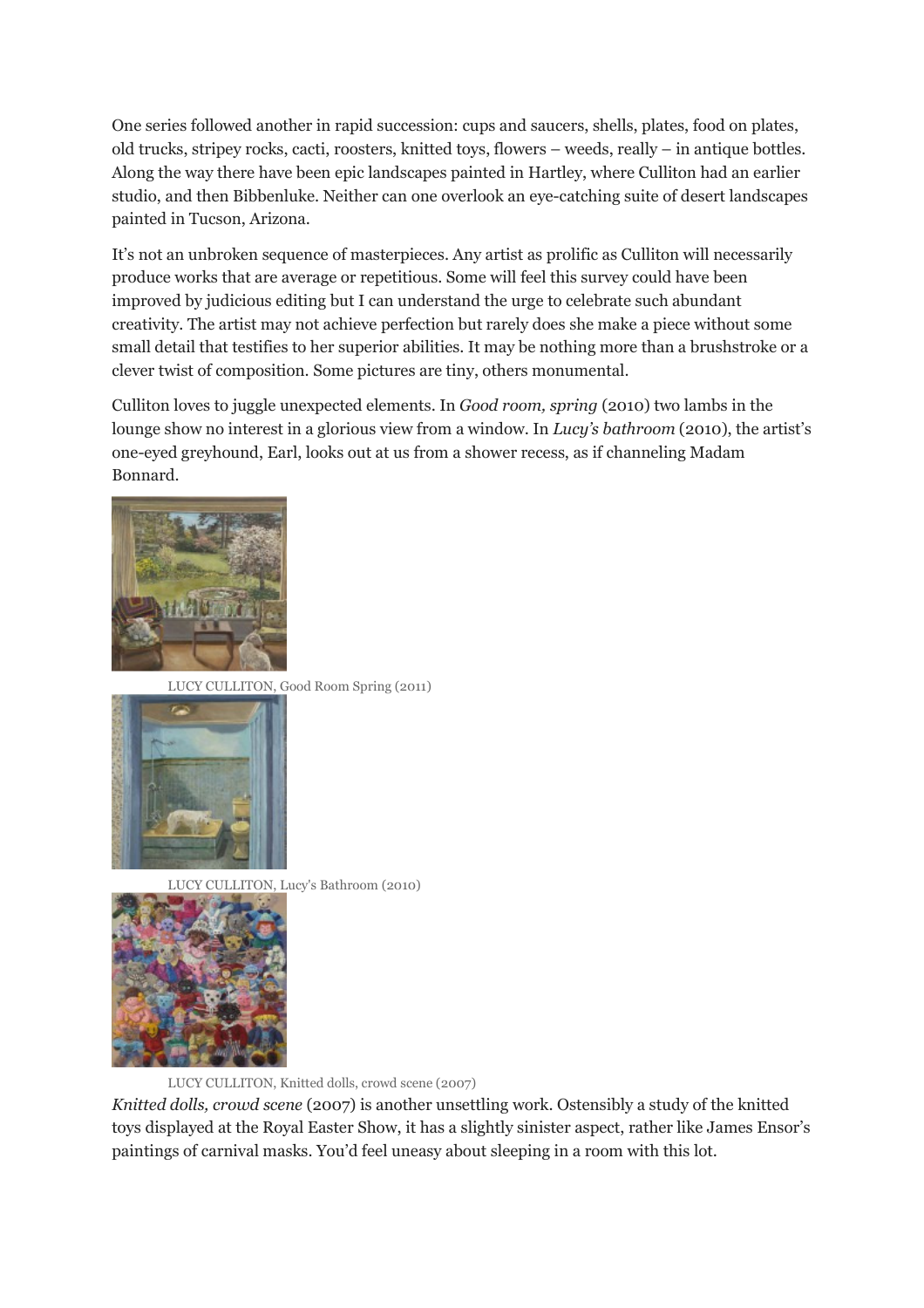One series followed another in rapid succession: cups and saucers, shells, plates, food on plates, old trucks, stripey rocks, cacti, roosters, knitted toys, flowers – weeds, really – in antique bottles. Along the way there have been epic landscapes painted in Hartley, where Culliton had an earlier studio, and then Bibbenluke. Neither can one overlook an eye-catching suite of desert landscapes painted in Tucson, Arizona.

It's not an unbroken sequence of masterpieces. Any artist as prolific as Culliton will necessarily produce works that are average or repetitious. Some will feel this survey could have been improved by judicious editing but I can understand the urge to celebrate such abundant creativity. The artist may not achieve perfection but rarely does she make a piece without some small detail that testifies to her superior abilities. It may be nothing more than a brushstroke or a clever twist of composition. Some pictures are tiny, others monumental.

Culliton loves to juggle unexpected elements. In *Good room, spring* (2010) two lambs in the lounge show no interest in a glorious view from a window. In *Lucy's bathroom* (2010), the artist's one-eyed greyhound, Earl, looks out at us from a shower recess, as if channeling Madam Bonnard.

LUCY CULLITON, Good Room Spring (2011)

LUCY CULLITON, Lucy's Bathroom (2010)

LUCY CULLITON, Knitted dolls, crowd scene (2007)

*Knitted dolls, crowd scene* (2007) is another unsettling work. Ostensibly a study of the knitted toys displayed at the Royal Easter Show, it has a slightly sinister aspect, rather like James Ensor's paintings of carnival masks. You'd feel uneasy about sleeping in a room with this lot.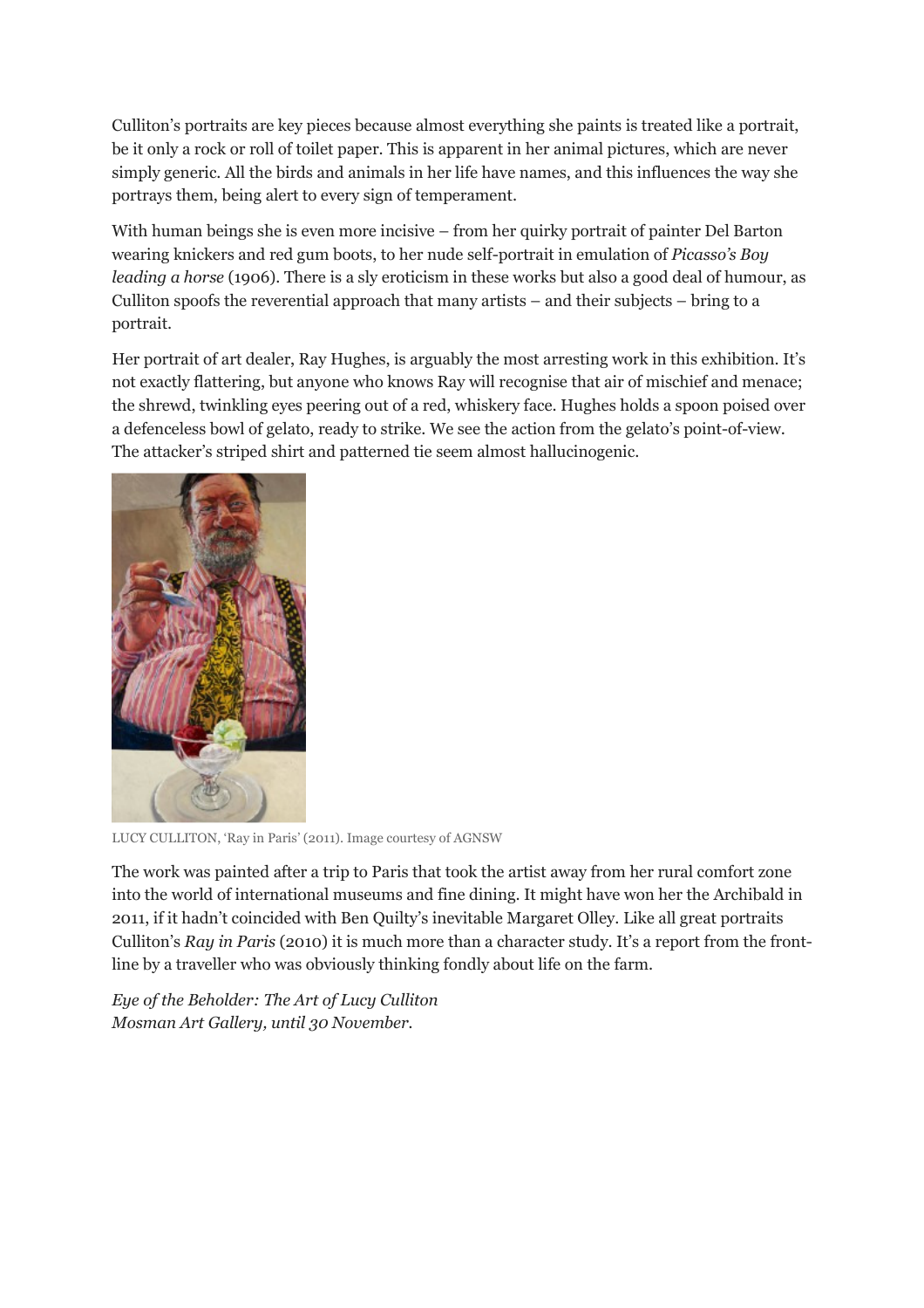Culliton's portraits are key pieces because almost everything she paints is treated like a portrait, be it only a rock or roll of toilet paper. This is apparent in her animal pictures, which are never simply generic. All the birds and animals in her life have names, and this influences the way she portrays them, being alert to every sign of temperament.

With human beings she is even more incisive – from her quirky portrait of painter Del Barton wearing knickers and red gum boots, to her nude self-portrait in emulation of *Picasso's Boy leading a horse* (1906). There is a sly eroticism in these works but also a good deal of humour, as Culliton spoofs the reverential approach that many artists – and their subjects – bring to a portrait.

Her portrait of art dealer, Ray Hughes, is arguably the most arresting work in this exhibition. It's not exactly flattering, but anyone who knows Ray will recognise that air of mischief and menace; the shrewd, twinkling eyes peering out of a red, whiskery face. Hughes holds a spoon poised over a defenceless bowl of gelato, ready to strike. We see the action from the gelato's point-of-view. The attacker's striped shirt and patterned tie seem almost hallucinogenic.

LUCY CULLITON, 'Ray in Paris' (2011). Image courtesy of AGNSW

The work was painted after a trip to Paris that took the artist away from her rural comfort zone into the world of international museums and fine dining. It might have won her the Archibald in 2011, if it hadn't coincided with Ben Quilty's inevitable Margaret Olley. Like all great portraits Culliton's *Ray in Paris* (2010) it is much more than a character study. It's a report from the front-line by a traveller who was obviously thinking fondly about life on the farm.

*Eye of the Beholder: The Art of Lucy Culliton*
*Mosman Art Gallery, until 30 November.*